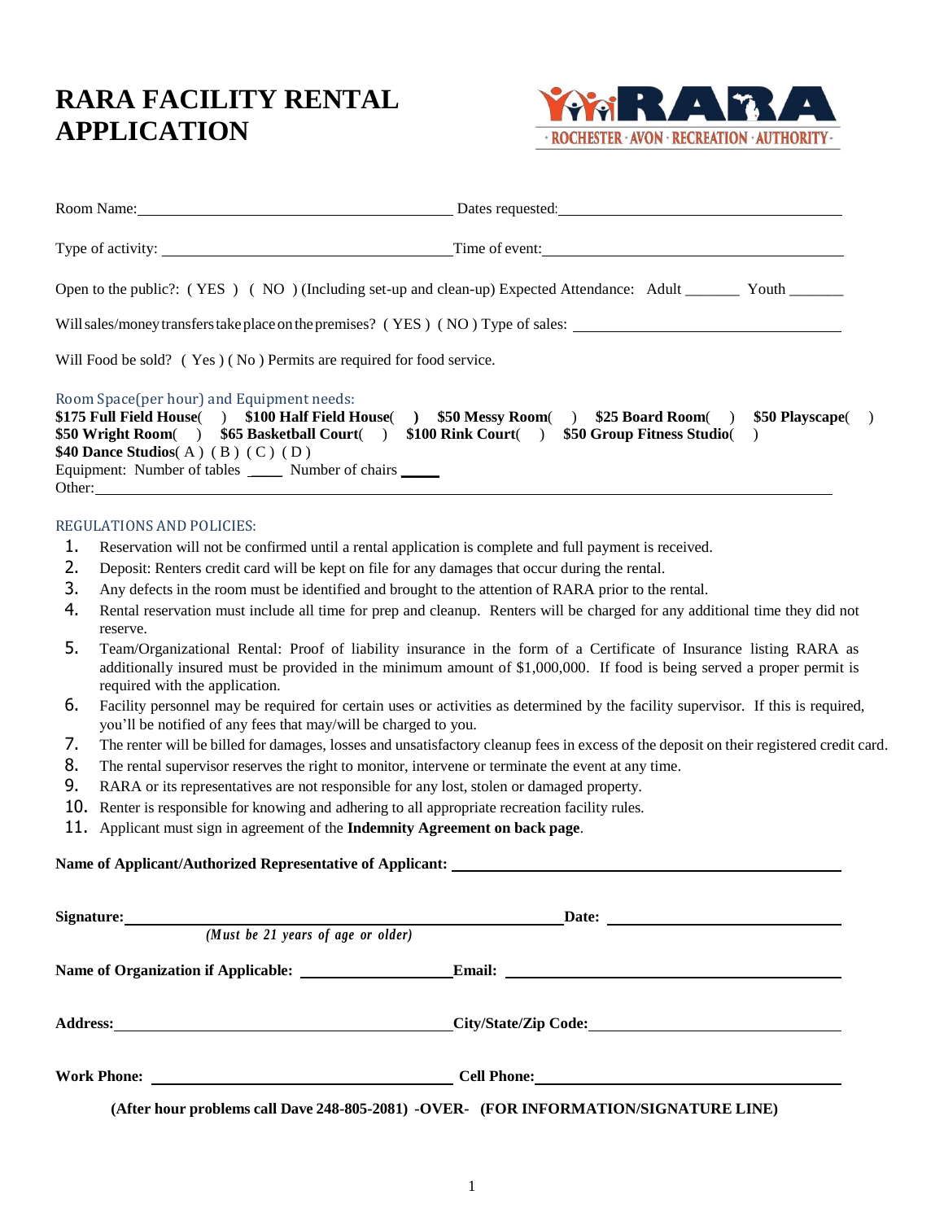# RARA FACILITY RENTAL APPLICATION

ROCHESTER · AVON · RECREATION · AUTHORITY

Room Name: ________________________________ Dates requested: ________________________________

Type of activity: ________________________________ Time of event: ________________________________

Open to the public?: ( YES ) ( NO ) (Including set-up and clean-up) Expected Attendance: Adult _______ Youth _______

Will sales/money transfers take place on the premises? ( YES ) ( NO ) Type of sales: ________________________________

Will Food be sold? ( Yes ) ( No ) Permits are required for food service.

Room Space(per hour) and Equipment needs:
**$175 Full Field House**( ) **$100 Half Field House**( ) **$50 Messy Room**( ) **$25 Board Room**( ) **$50 Playscape**( )
**$50 Wright Room**( ) **$65 Basketball Court**( ) **$100 Rink Court**( ) **$50 Group Fitness Studio**( )
**$40 Dance Studios**( A ) ( B ) ( C ) ( D )
Equipment: Number of tables _____ Number of chairs _____
Other: ________________________________________________________________

REGULATIONS AND POLICIES:

1. Reservation will not be confirmed until a rental application is complete and full payment is received.
2. Deposit: Renters credit card will be kept on file for any damages that occur during the rental.
3. Any defects in the room must be identified and brought to the attention of RARA prior to the rental.
4. Rental reservation must include all time for prep and cleanup. Renters will be charged for any additional time they did not reserve.
5. Team/Organizational Rental: Proof of liability insurance in the form of a Certificate of Insurance listing RARA as additionally insured must be provided in the minimum amount of $1,000,000. If food is being served a proper permit is required with the application.
6. Facility personnel may be required for certain uses or activities as determined by the facility supervisor. If this is required, you'll be notified of any fees that may/will be charged to you.
7. The renter will be billed for damages, losses and unsatisfactory cleanup fees in excess of the deposit on their registered credit card.
8. The rental supervisor reserves the right to monitor, intervene or terminate the event at any time.
9. RARA or its representatives are not responsible for any lost, stolen or damaged property.
10. Renter is responsible for knowing and adhering to all appropriate recreation facility rules.
11. Applicant must sign in agreement of the **Indemnity Agreement on back page**.

**Name of Applicant/Authorized Representative of Applicant:** ________________________________

**Signature:** ________________________________ **Date:** ________________
*(Must be 21 years of age or older)*

**Name of Organization if Applicable:** ________________ **Email:** ________________________________

**Address:** ________________________________ **City/State/Zip Code:** ________________________________

**Work Phone:** ________________________________ **Cell Phone:** ________________________________

**(After hour problems call Dave 248-805-2081) -OVER- (FOR INFORMATION/SIGNATURE LINE)**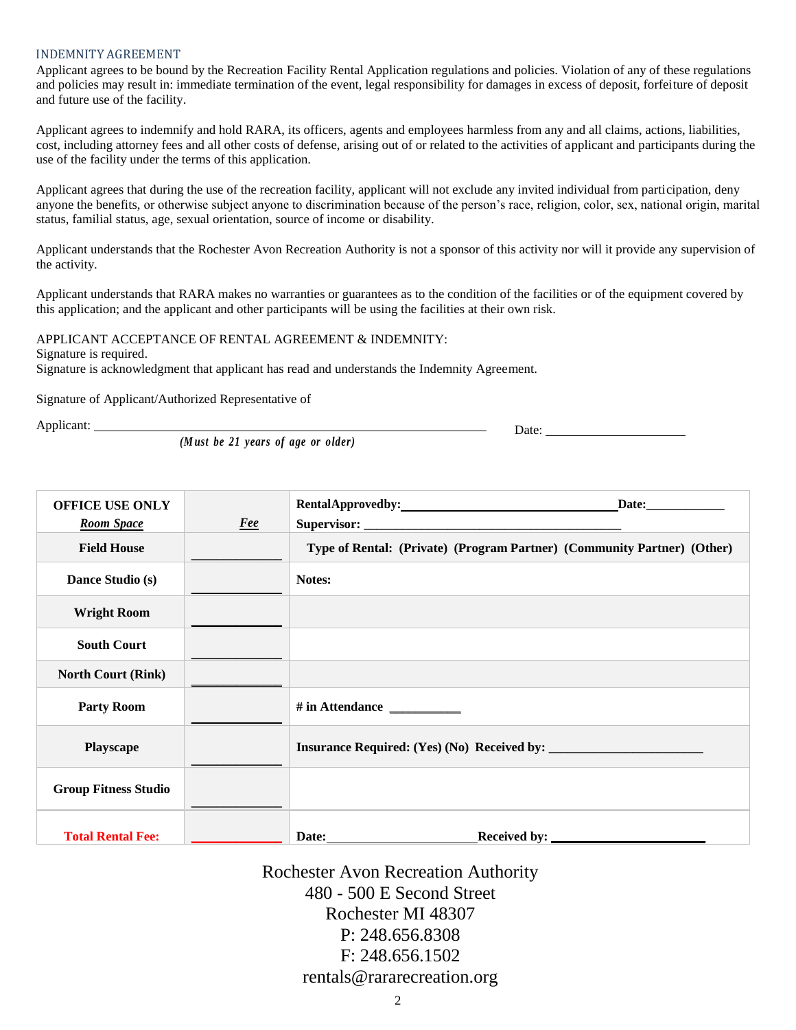## INDEMNITY AGREEMENT

Applicant agrees to be bound by the Recreation Facility Rental Application regulations and policies. Violation of any of these regulations and policies may result in: immediate termination of the event, legal responsibility for damages in excess of deposit, forfeiture of deposit and future use of the facility.

Applicant agrees to indemnify and hold RARA, its officers, agents and employees harmless from any and all claims, actions, liabilities, cost, including attorney fees and all other costs of defense, arising out of or related to the activities of applicant and participants during the use of the facility under the terms of this application.

Applicant agrees that during the use of the recreation facility, applicant will not exclude any invited individual from participation, deny anyone the benefits, or otherwise subject anyone to discrimination because of the person's race, religion, color, sex, national origin, marital status, familial status, age, sexual orientation, source of income or disability.

Applicant understands that the Rochester Avon Recreation Authority is not a sponsor of this activity nor will it provide any supervision of the activity.

Applicant understands that RARA makes no warranties or guarantees as to the condition of the facilities or of the equipment covered by this application; and the applicant and other participants will be using the facilities at their own risk.

APPLICANT ACCEPTANCE OF RENTAL AGREEMENT & INDEMNITY:
Signature is required.
Signature is acknowledgment that applicant has read and understands the Indemnity Agreement.

Signature of Applicant/Authorized Representative of

Applicant: ____________________________________________ Date: ____________________
*(Must be 21 years of age or older)*

| **OFFICE USE ONLY** ***Room Space*** | ***Fee*** | **RentalApprovedby:** ____________________ **Date:** ____________ **Supervisor:** ____________________ |
|---|---|---|
| **Field House** | ________ | **Type of Rental: (Private) (Program Partner) (Community Partner) (Other)** |
| **Dance Studio (s)** | ________ | **Notes:** |
| **Wright Room** | ________ | |
| **South Court** | ________ | |
| **North Court (Rink)** | ________ | |
| **Party Room** | ________ | **# in Attendance** __________ |
| **Playscape** | ________ | **Insurance Required: (Yes) (No) Received by:** ____________________ |
| **Group Fitness Studio** | ________ | |
| **Total Rental Fee:** | ________ | **Date:** ____________________ **Received by:** ____________________ |

Rochester Avon Recreation Authority
480 - 500 E Second Street
Rochester MI 48307
P: 248.656.8308
F: 248.656.1502
rentals@rararecreation.org